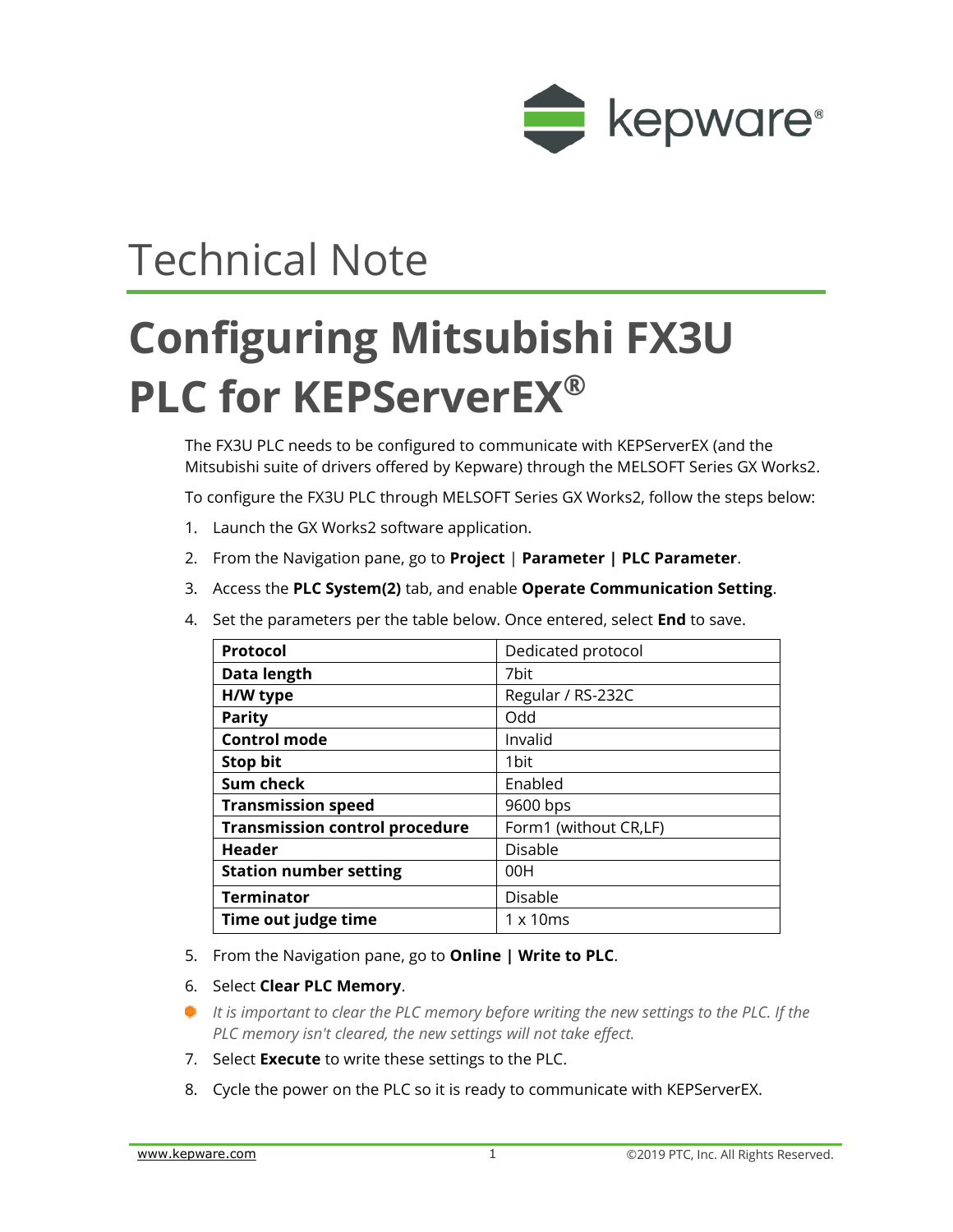## Technical Note

# Configuring Mitsubishi FX3U PLC for KEPServerEX®

The FX3U PLC needs to be configured to communicate with KEPServerEX (and the Mitsubishi suite of drivers offered by Kepware) through the MELSOFT Series GX Works2.

To configure the FX3U PLC through MELSOFT Series GX Works2, follow the steps below:

1. Launch the GX Works2 software application.
2. From the Navigation pane, go to **Project** | **Parameter | PLC Parameter**.
3. Access the **PLC System(2)** tab, and enable **Operate Communication Setting**.
4. Set the parameters per the table below. Once entered, select **End** to save.

| Setting | Value |
|---|---|
| **Protocol** | Dedicated protocol |
| **Data length** | 7bit |
| **H/W type** | Regular / RS-232C |
| **Parity** | Odd |
| **Control mode** | Invalid |
| **Stop bit** | 1bit |
| **Sum check** | Enabled |
| **Transmission speed** | 9600 bps |
| **Transmission control procedure** | Form1 (without CR,LF) |
| **Header** | Disable |
| **Station number setting** | 00H |
| **Terminator** | Disable |
| **Time out judge time** | 1 x 10ms |

5. From the Navigation pane, go to **Online | Write to PLC**.
6. Select **Clear PLC Memory**.

*It is important to clear the PLC memory before writing the new settings to the PLC. If the PLC memory isn't cleared, the new settings will not take effect.*

7. Select **Execute** to write these settings to the PLC.
8. Cycle the power on the PLC so it is ready to communicate with KEPServerEX.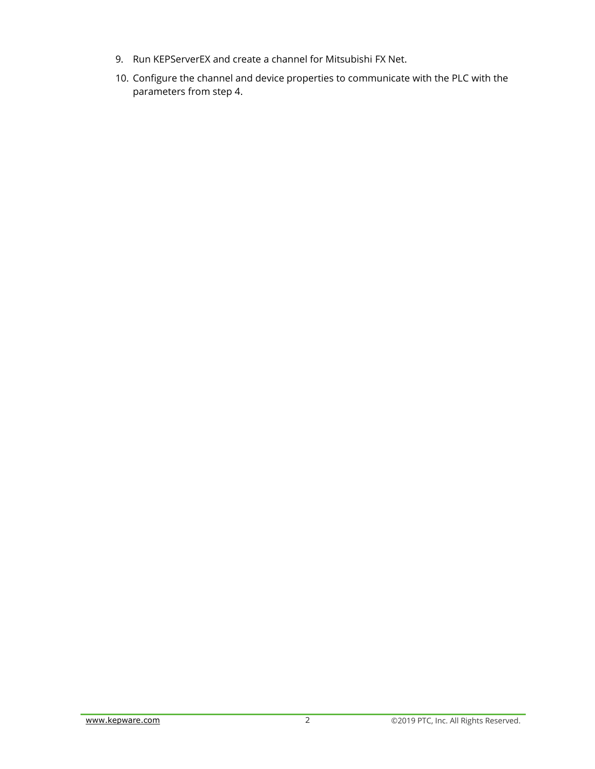9. Run KEPServerEX and create a channel for Mitsubishi FX Net.
10. Configure the channel and device properties to communicate with the PLC with the parameters from step 4.